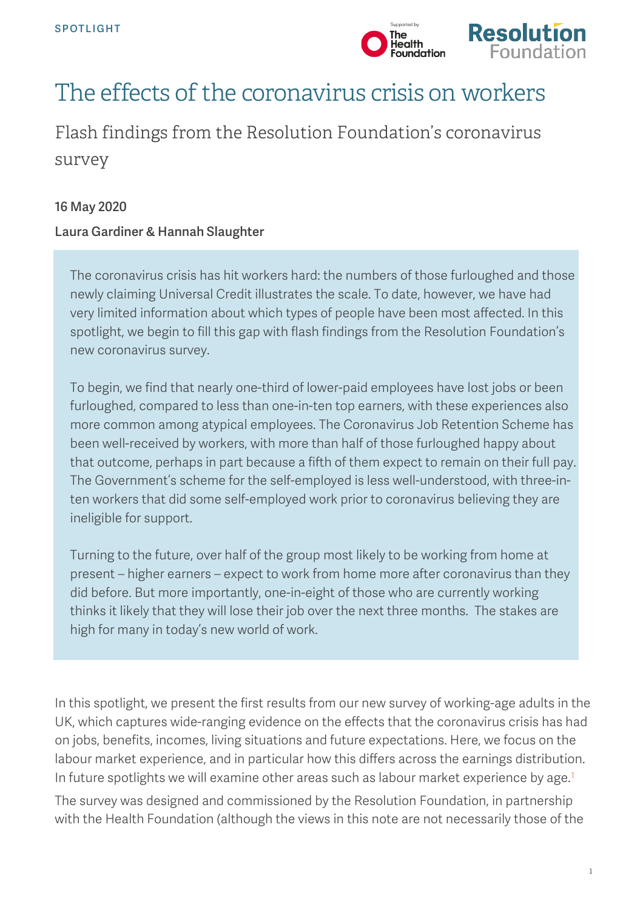SPOTLIGHT

# The effects of the coronavirus crisis on workers

## Flash findings from the Resolution Foundation's coronavirus survey

**16 May 2020**

**Laura Gardiner & Hannah Slaughter**

The coronavirus crisis has hit workers hard: the numbers of those furloughed and those newly claiming Universal Credit illustrates the scale. To date, however, we have had very limited information about which types of people have been most affected. In this spotlight, we begin to fill this gap with flash findings from the Resolution Foundation's new coronavirus survey.

To begin, we find that nearly one-third of lower-paid employees have lost jobs or been furloughed, compared to less than one-in-ten top earners, with these experiences also more common among atypical employees. The Coronavirus Job Retention Scheme has been well-received by workers, with more than half of those furloughed happy about that outcome, perhaps in part because a fifth of them expect to remain on their full pay. The Government's scheme for the self-employed is less well-understood, with three-in-ten workers that did some self-employed work prior to coronavirus believing they are ineligible for support.

Turning to the future, over half of the group most likely to be working from home at present – higher earners – expect to work from home more after coronavirus than they did before. But more importantly, one-in-eight of those who are currently working thinks it likely that they will lose their job over the next three months. The stakes are high for many in today's new world of work.

In this spotlight, we present the first results from our new survey of working-age adults in the UK, which captures wide-ranging evidence on the effects that the coronavirus crisis has had on jobs, benefits, incomes, living situations and future expectations. Here, we focus on the labour market experience, and in particular how this differs across the earnings distribution. In future spotlights we will examine other areas such as labour market experience by age.[1]

The survey was designed and commissioned by the Resolution Foundation, in partnership with the Health Foundation (although the views in this note are not necessarily those of the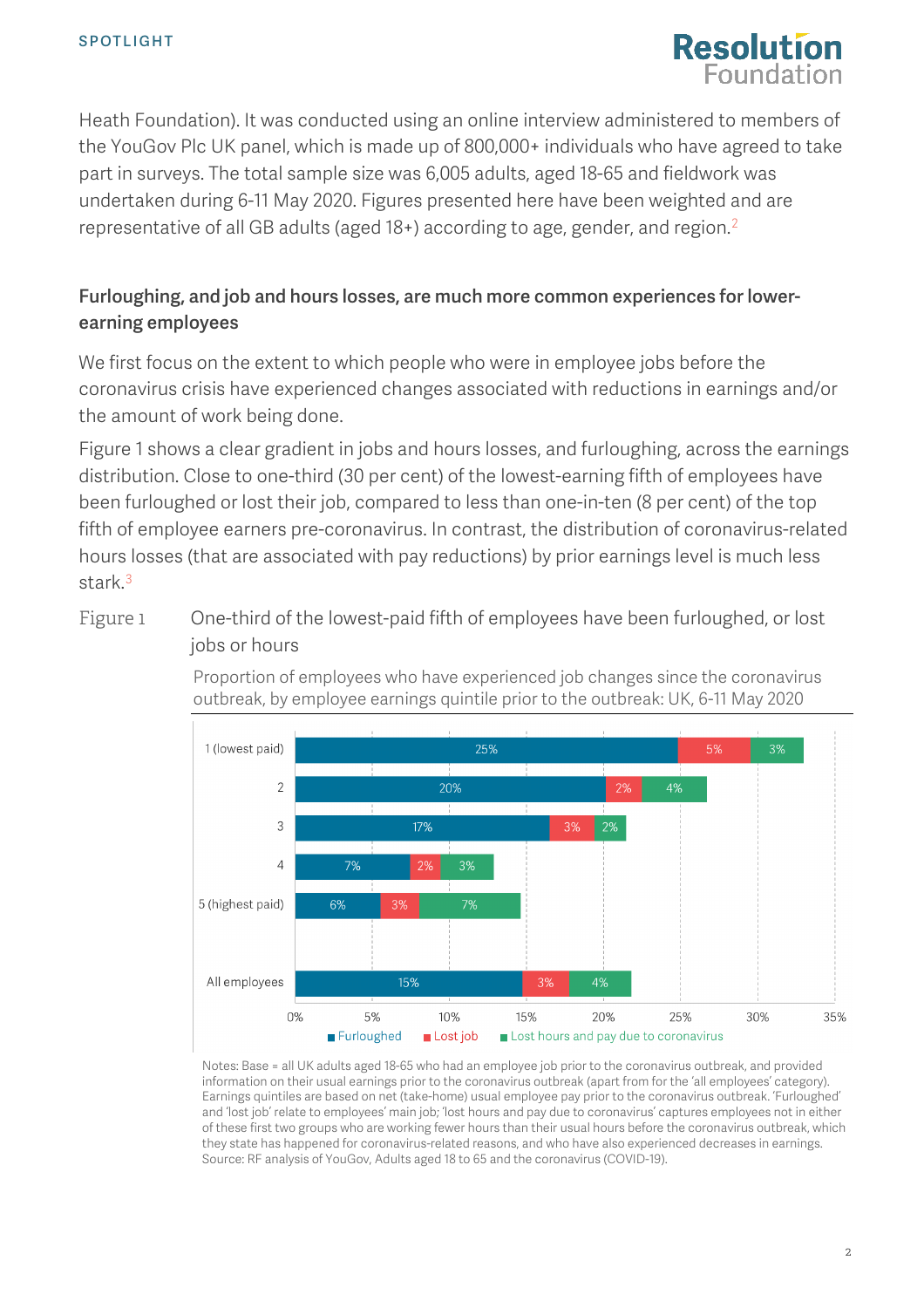Heath Foundation). It was conducted using an online interview administered to members of the YouGov Plc UK panel, which is made up of 800,000+ individuals who have agreed to take part in surveys. The total sample size was 6,005 adults, aged 18-65 and fieldwork was undertaken during 6-11 May 2020. Figures presented here have been weighted and are representative of all GB adults (aged 18+) according to age, gender, and region.[2]

### Furloughing, and job and hours losses, are much more common experiences for lower-earning employees

We first focus on the extent to which people who were in employee jobs before the coronavirus crisis have experienced changes associated with reductions in earnings and/or the amount of work being done.

Figure 1 shows a clear gradient in jobs and hours losses, and furloughing, across the earnings distribution. Close to one-third (30 per cent) of the lowest-earning fifth of employees have been furloughed or lost their job, compared to less than one-in-ten (8 per cent) of the top fifth of employee earners pre-coronavirus. In contrast, the distribution of coronavirus-related hours losses (that are associated with pay reductions) by prior earnings level is much less stark.[3]

Figure 1 One-third of the lowest-paid fifth of employees have been furloughed, or lost jobs or hours

Proportion of employees who have experienced job changes since the coronavirus outbreak, by employee earnings quintile prior to the outbreak: UK, 6-11 May 2020

| Earnings quintile | Furloughed | Lost job | Lost hours and pay due to coronavirus |
|---|---|---|---|
| 1 (lowest paid) | 25% | 5% | 3% |
| 2 | 20% | 2% | 4% |
| 3 | 17% | 3% | 2% |
| 4 | 7% | 2% | 3% |
| 5 (highest paid) | 6% | 3% | 7% |
| All employees | 15% | 3% | 4% |

Notes: Base = all UK adults aged 18-65 who had an employee job prior to the coronavirus outbreak, and provided information on their usual earnings prior to the coronavirus outbreak (apart from for the 'all employees' category). Earnings quintiles are based on net (take-home) usual employee pay prior to the coronavirus outbreak. 'Furloughed' and 'lost job' relate to employees' main job; 'lost hours and pay due to coronavirus' captures employees not in either of these first two groups who are working fewer hours than their usual hours before the coronavirus outbreak, which they state has happened for coronavirus-related reasons, and who have also experienced decreases in earnings.
Source: RF analysis of YouGov, Adults aged 18 to 65 and the coronavirus (COVID-19).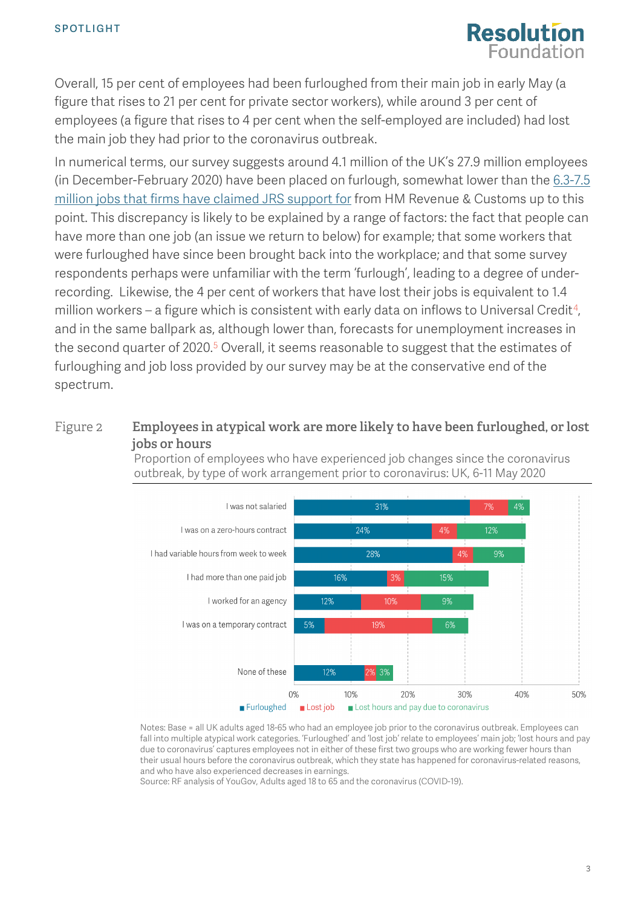Overall, 15 per cent of employees had been furloughed from their main job in early May (a figure that rises to 21 per cent for private sector workers), while around 3 per cent of employees (a figure that rises to 4 per cent when the self-employed are included) had lost the main job they had prior to the coronavirus outbreak.

In numerical terms, our survey suggests around 4.1 million of the UK's 27.9 million employees (in December-February 2020) have been placed on furlough, somewhat lower than the 6.3-7.5 million jobs that firms have claimed JRS support for from HM Revenue & Customs up to this point. This discrepancy is likely to be explained by a range of factors: the fact that people can have more than one job (an issue we return to below) for example; that some workers that were furloughed have since been brought back into the workplace; and that some survey respondents perhaps were unfamiliar with the term 'furlough', leading to a degree of under-recording. Likewise, the 4 per cent of workers that have lost their jobs is equivalent to 1.4 million workers – a figure which is consistent with early data on inflows to Universal Credit[4], and in the same ballpark as, although lower than, forecasts for unemployment increases in the second quarter of 2020.[5] Overall, it seems reasonable to suggest that the estimates of furloughing and job loss provided by our survey may be at the conservative end of the spectrum.

Figure 2 **Employees in atypical work are more likely to have been furloughed, or lost jobs or hours**

Proportion of employees who have experienced job changes since the coronavirus outbreak, by type of work arrangement prior to coronavirus: UK, 6-11 May 2020

| | Furloughed | Lost job | Lost hours and pay due to coronavirus |
|---|---|---|---|
| I was not salaried | 31% | 7% | 4% |
| I was on a zero-hours contract | 24% | 4% | 12% |
| I had variable hours from week to week | 28% | 4% | 9% |
| I had more than one paid job | 16% | 3% | 15% |
| I worked for an agency | 12% | 10% | 9% |
| I was on a temporary contract | 5% | 19% | 6% |
| None of these | 12% | 2% | 3% |

Notes: Base = all UK adults aged 18-65 who had an employee job prior to the coronavirus outbreak. Employees can fall into multiple atypical work categories. 'Furloughed' and 'lost job' relate to employees' main job; 'lost hours and pay due to coronavirus' captures employees not in either of these first two groups who are working fewer hours than their usual hours before the coronavirus outbreak, which they state has happened for coronavirus-related reasons, and who have also experienced decreases in earnings.

Source: RF analysis of YouGov, Adults aged 18 to 65 and the coronavirus (COVID-19).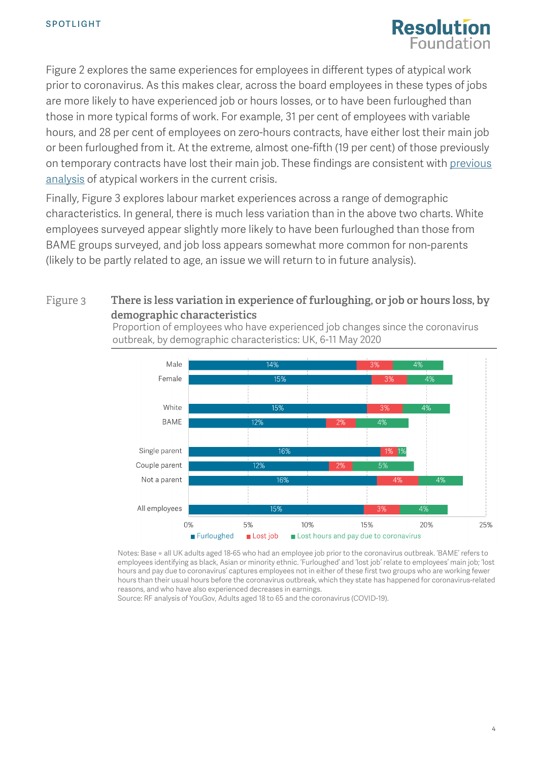Figure 2 explores the same experiences for employees in different types of atypical work prior to coronavirus. As this makes clear, across the board employees in these types of jobs are more likely to have experienced job or hours losses, or to have been furloughed than those in more typical forms of work. For example, 31 per cent of employees with variable hours, and 28 per cent of employees on zero-hours contracts, have either lost their main job or been furloughed from it. At the extreme, almost one-fifth (19 per cent) of those previously on temporary contracts have lost their main job. These findings are consistent with previous analysis of atypical workers in the current crisis.

Finally, Figure 3 explores labour market experiences across a range of demographic characteristics. In general, there is much less variation than in the above two charts. White employees surveyed appear slightly more likely to have been furloughed than those from BAME groups surveyed, and job loss appears somewhat more common for non-parents (likely to be partly related to age, an issue we will return to in future analysis).

Figure 3 **There is less variation in experience of furloughing, or job or hours loss, by demographic characteristics**

Proportion of employees who have experienced job changes since the coronavirus outbreak, by demographic characteristics: UK, 6-11 May 2020

| | Furloughed | Lost job | Lost hours and pay due to coronavirus |
|---|---|---|---|
| Male | 14% | 3% | 4% |
| Female | 15% | 3% | 4% |
| White | 15% | 3% | 4% |
| BAME | 12% | 2% | 4% |
| Single parent | 16% | 1% | 1% |
| Couple parent | 12% | 2% | 5% |
| Not a parent | 16% | 4% | 4% |
| All employees | 15% | 3% | 4% |

Notes: Base = all UK adults aged 18-65 who had an employee job prior to the coronavirus outbreak. 'BAME' refers to employees identifying as black, Asian or minority ethnic. 'Furloughed' and 'lost job' relate to employees' main job; 'lost hours and pay due to coronavirus' captures employees not in either of these first two groups who are working fewer hours than their usual hours before the coronavirus outbreak, which they state has happened for coronavirus-related reasons, and who have also experienced decreases in earnings.

Source: RF analysis of YouGov, Adults aged 18 to 65 and the coronavirus (COVID-19).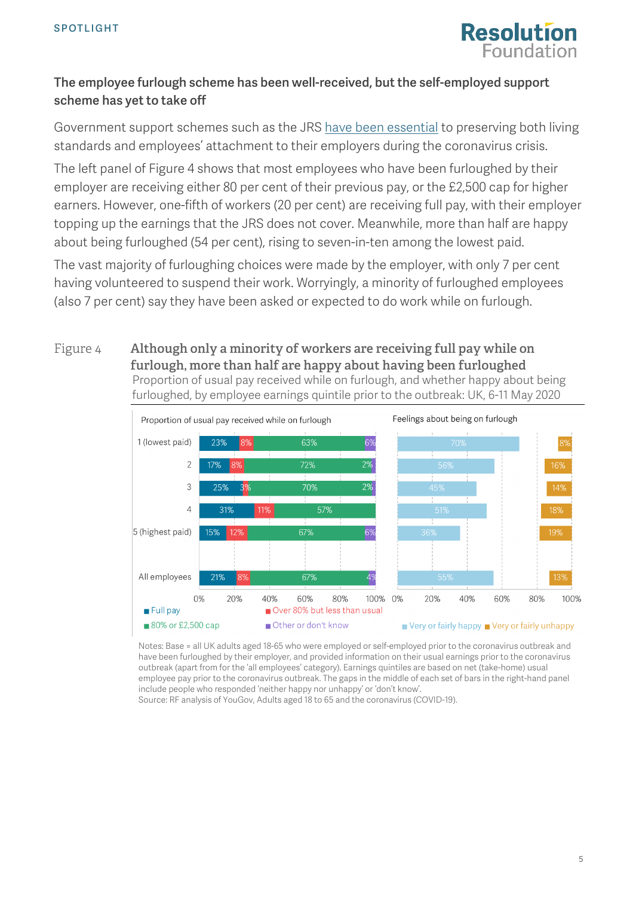## The employee furlough scheme has been well-received, but the self-employed support scheme has yet to take off

Government support schemes such as the JRS have been essential to preserving both living standards and employees' attachment to their employers during the coronavirus crisis.

The left panel of Figure 4 shows that most employees who have been furloughed by their employer are receiving either 80 per cent of their previous pay, or the £2,500 cap for higher earners. However, one-fifth of workers (20 per cent) are receiving full pay, with their employer topping up the earnings that the JRS does not cover. Meanwhile, more than half are happy about being furloughed (54 per cent), rising to seven-in-ten among the lowest paid.

The vast majority of furloughing choices were made by the employer, with only 7 per cent having volunteered to suspend their work. Worryingly, a minority of furloughed employees (also 7 per cent) say they have been asked or expected to do work while on furlough.

Figure 4 **Although only a minority of workers are receiving full pay while on furlough, more than half are happy about having been furloughed**

Proportion of usual pay received while on furlough, and whether happy about being furloughed, by employee earnings quintile prior to the outbreak: UK, 6-11 May 2020

| | Proportion of usual pay received while on furlough | | | | Feelings about being on furlough | |
|---|---|---|---|---|---|---|
| | Full pay | Over 80% but less than usual | 80% or £2,500 cap | Other or don't know | Very or fairly happy | Very or fairly unhappy |
| 1 (lowest paid) | 23% | 8% | 63% | 6% | 70% | 8% |
| 2 | 17% | 8% | 72% | 2% | 56% | 16% |
| 3 | 25% | 3% | 70% | 2% | 45% | 14% |
| 4 | 31% | 11% | 57% | | 51% | 18% |
| 5 (highest paid) | 15% | 12% | 67% | 6% | 36% | 19% |
| All employees | 21% | 8% | 67% | 4% | 55% | 13% |

Notes: Base = all UK adults aged 18-65 who were employed or self-employed prior to the coronavirus outbreak and have been furloughed by their employer, and provided information on their usual earnings prior to the coronavirus outbreak (apart from for the 'all employees' category). Earnings quintiles are based on net (take-home) usual employee pay prior to the coronavirus outbreak. The gaps in the middle of each set of bars in the right-hand panel include people who responded 'neither happy nor unhappy' or 'don't know'.
Source: RF analysis of YouGov, Adults aged 18 to 65 and the coronavirus (COVID-19).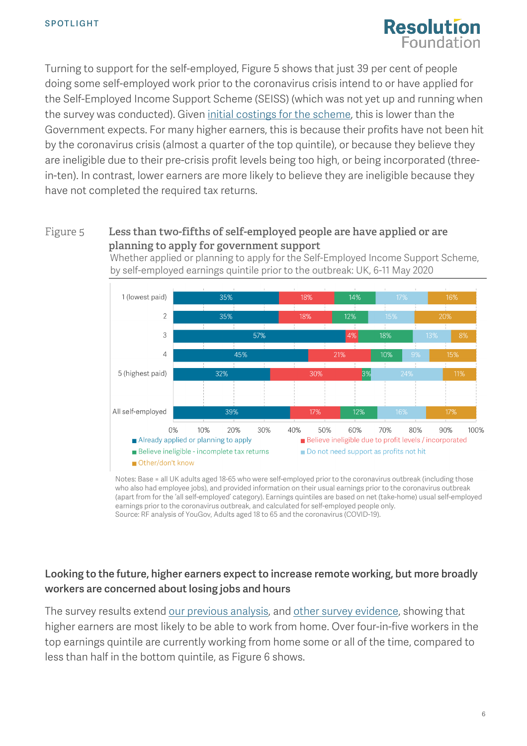Turning to support for the self-employed, Figure 5 shows that just 39 per cent of people doing some self-employed work prior to the coronavirus crisis intend to or have applied for the Self-Employed Income Support Scheme (SEISS) (which was not yet up and running when the survey was conducted). Given initial costings for the scheme, this is lower than the Government expects. For many higher earners, this is because their profits have not been hit by the coronavirus crisis (almost a quarter of the top quintile), or because they believe they are ineligible due to their pre-crisis profit levels being too high, or being incorporated (three-in-ten). In contrast, lower earners are more likely to believe they are ineligible because they have not completed the required tax returns.

Figure 5 **Less than two-fifths of self-employed people are have applied or are planning to apply for government support**

Whether applied or planning to apply for the Self-Employed Income Support Scheme, by self-employed earnings quintile prior to the outbreak: UK, 6-11 May 2020

| | Already applied or planning to apply | Believe ineligible due to profit levels / incorporated | Believe ineligible - incomplete tax returns | Do not need support as profits not hit | Other/don't know |
|---|---|---|---|---|---|
| 1 (lowest paid) | 35% | 18% | 14% | 17% | 16% |
| 2 | 35% | 18% | 12% | 15% | 20% |
| 3 | 57% | 4% | 18% | 13% | 8% |
| 4 | 45% | 21% | 10% | 9% | 15% |
| 5 (highest paid) | 32% | 30% | 3% | 24% | 11% |
| All self-employed | 39% | 17% | 12% | 16% | 17% |

Notes: Base = all UK adults aged 18-65 who were self-employed prior to the coronavirus outbreak (including those who also had employee jobs), and provided information on their usual earnings prior to the coronavirus outbreak (apart from for the 'all self-employed' category). Earnings quintiles are based on net (take-home) usual self-employed earnings prior to the coronavirus outbreak, and calculated for self-employed people only.
Source: RF analysis of YouGov, Adults aged 18 to 65 and the coronavirus (COVID-19).

## Looking to the future, higher earners expect to increase remote working, but more broadly workers are concerned about losing jobs and hours

The survey results extend our previous analysis, and other survey evidence, showing that higher earners are most likely to be able to work from home. Over four-in-five workers in the top earnings quintile are currently working from home some or all of the time, compared to less than half in the bottom quintile, as Figure 6 shows.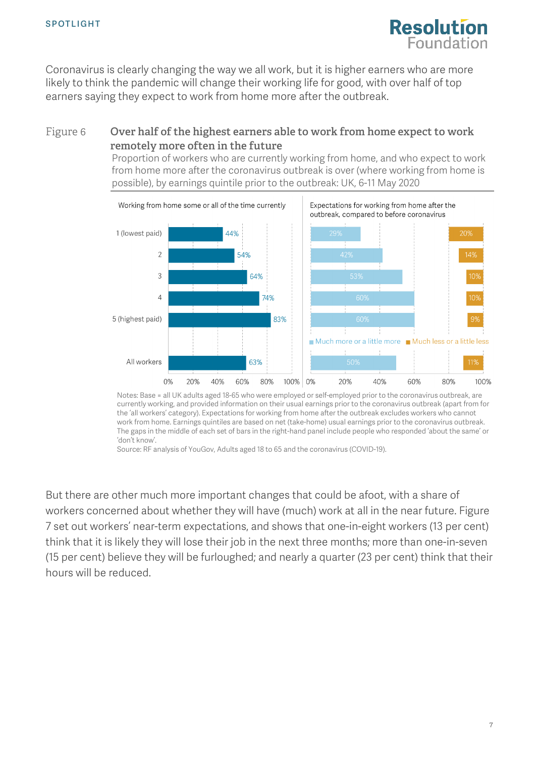Coronavirus is clearly changing the way we all work, but it is higher earners who are more likely to think the pandemic will change their working life for good, with over half of top earners saying they expect to work from home more after the outbreak.

## Figure 6 Over half of the highest earners able to work from home expect to work remotely more often in the future

Proportion of workers who are currently working from home, and who expect to work from home more after the coronavirus outbreak is over (where working from home is possible), by earnings quintile prior to the outbreak: UK, 6-11 May 2020

| | Working from home some or all of the time currently | Expectations for working from home after the outbreak, compared to before coronavirus: Much more or a little more | Much less or a little less |
|---|---|---|---|
| 1 (lowest paid) | 44% | 29% | 20% |
| 2 | 54% | 42% | 14% |
| 3 | 64% | 53% | 10% |
| 4 | 74% | 60% | 10% |
| 5 (highest paid) | 83% | 60% | 9% |
| All workers | 63% | 50% | 11% |

Notes: Base = all UK adults aged 18-65 who were employed or self-employed prior to the coronavirus outbreak, are currently working, and provided information on their usual earnings prior to the coronavirus outbreak (apart from for the 'all workers' category). Expectations for working from home after the outbreak excludes workers who cannot work from home. Earnings quintiles are based on net (take-home) usual earnings prior to the coronavirus outbreak. The gaps in the middle of each set of bars in the right-hand panel include people who responded 'about the same' or 'don't know'.

Source: RF analysis of YouGov, Adults aged 18 to 65 and the coronavirus (COVID-19).

But there are other much more important changes that could be afoot, with a share of workers concerned about whether they will have (much) work at all in the near future. Figure 7 set out workers' near-term expectations, and shows that one-in-eight workers (13 per cent) think that it is likely they will lose their job in the next three months; more than one-in-seven (15 per cent) believe they will be furloughed; and nearly a quarter (23 per cent) think that their hours will be reduced.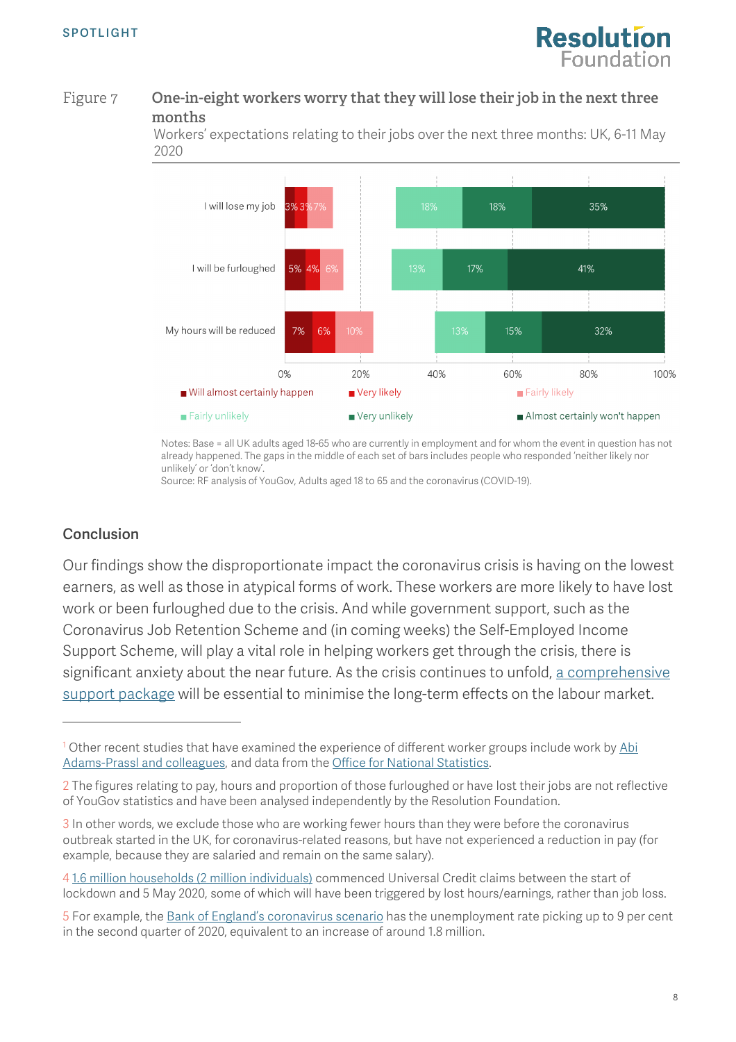Figure 7 **One-in-eight workers worry that they will lose their job in the next three months**

Workers' expectations relating to their jobs over the next three months: UK, 6-11 May 2020

I will lose my job: 3% 3% 7% 18% 18% 35%

I will be furloughed: 5% 4% 6% 13% 17% 41%

My hours will be reduced: 7% 6% 10% 13% 15% 32%

0% 20% 40% 60% 80% 100%

Will almost certainly happen | Very likely | Fairly likely | Fairly unlikely | Very unlikely | Almost certainly won't happen

Notes: Base = all UK adults aged 18-65 who are currently in employment and for whom the event in question has not already happened. The gaps in the middle of each set of bars includes people who responded 'neither likely nor unlikely' or 'don't know'.
Source: RF analysis of YouGov, Adults aged 18 to 65 and the coronavirus (COVID-19).

## Conclusion

Our findings show the disproportionate impact the coronavirus crisis is having on the lowest earners, as well as those in atypical forms of work. These workers are more likely to have lost work or been furloughed due to the crisis. And while government support, such as the Coronavirus Job Retention Scheme and (in coming weeks) the Self-Employed Income Support Scheme, will play a vital role in helping workers get through the crisis, there is significant anxiety about the near future. As the crisis continues to unfold, a comprehensive support package will be essential to minimise the long-term effects on the labour market.

---

1 Other recent studies that have examined the experience of different worker groups include work by Abi Adams-Prassl and colleagues, and data from the Office for National Statistics.

2 The figures relating to pay, hours and proportion of those furloughed or have lost their jobs are not reflective of YouGov statistics and have been analysed independently by the Resolution Foundation.

3 In other words, we exclude those who are working fewer hours than they were before the coronavirus outbreak started in the UK, for coronavirus-related reasons, but have not experienced a reduction in pay (for example, because they are salaried and remain on the same salary).

4 1.6 million households (2 million individuals) commenced Universal Credit claims between the start of lockdown and 5 May 2020, some of which will have been triggered by lost hours/earnings, rather than job loss.

5 For example, the Bank of England's coronavirus scenario has the unemployment rate picking up to 9 per cent in the second quarter of 2020, equivalent to an increase of around 1.8 million.